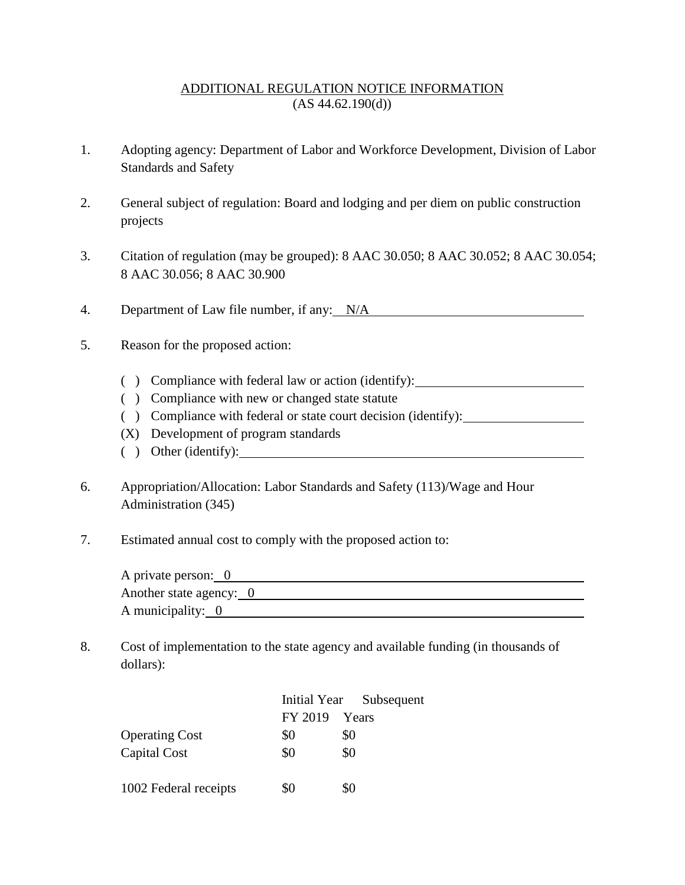<u>ADDITIONAL REGULATION NOTICE INFORMATION</u>
(AS 44.62.190(d))

1. Adopting agency: Department of Labor and Workforce Development, Division of Labor Standards and Safety

2. General subject of regulation: Board and lodging and per diem on public construction projects

3. Citation of regulation (may be grouped): 8 AAC 30.050; 8 AAC 30.052; 8 AAC 30.054; 8 AAC 30.056; 8 AAC 30.900

4. Department of Law file number, if any: N/A

5. Reason for the proposed action:

   ( ) Compliance with federal law or action (identify): 
   ( ) Compliance with new or changed state statute
   ( ) Compliance with federal or state court decision (identify): 
   (X) Development of program standards
   ( ) Other (identify): 

6. Appropriation/Allocation: Labor Standards and Safety (113)/Wage and Hour Administration (345)

7. Estimated annual cost to comply with the proposed action to:

   A private person: 0
   Another state agency: 0
   A municipality: 0

8. Cost of implementation to the state agency and available funding (in thousands of dollars):

| | Initial Year FY 2019 | Subsequent Years |
|---|---|---|
| Operating Cost | $0 | $0 |
| Capital Cost | $0 | $0 |
| | | |
| 1002 Federal receipts | $0 | $0 |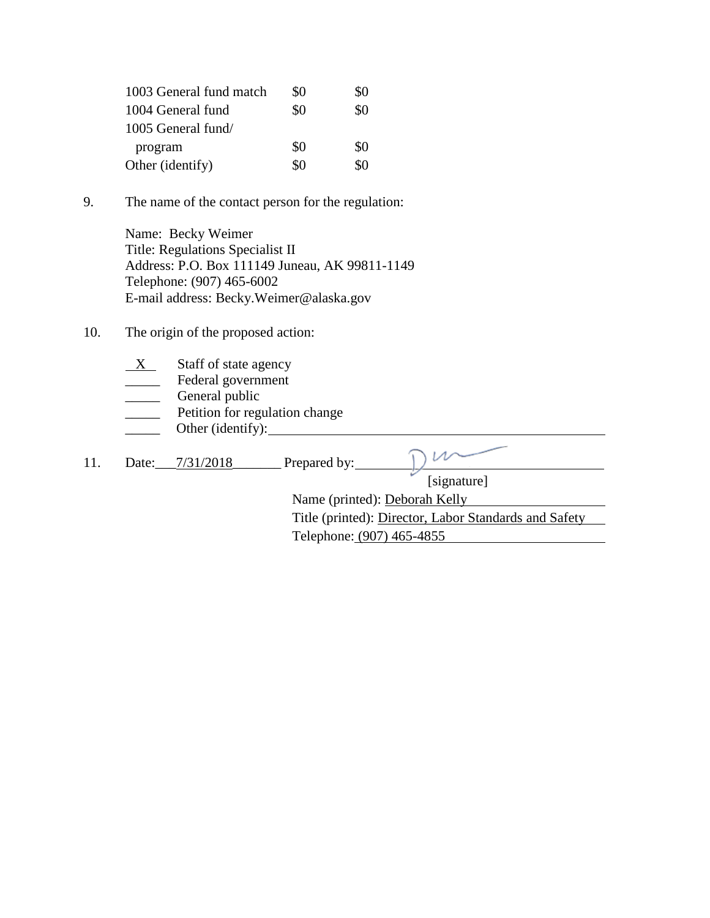| | | |
|---|---|---|
| 1003 General fund match | $0 | $0 |
| 1004 General fund | $0 | $0 |
| 1005 General fund/ program | $0 | $0 |
| Other (identify) | $0 | $0 |

9. The name of the contact person for the regulation:

   Name: Becky Weimer
   Title: Regulations Specialist II
   Address: P.O. Box 111149 Juneau, AK 99811-1149
   Telephone: (907) 465-6002
   E-mail address: Becky.Weimer@alaska.gov

10. The origin of the proposed action:

    __X__ Staff of state agency
    _____ Federal government
    _____ General public
    _____ Petition for regulation change
    _____ Other (identify): ____________________

11. Date: 7/31/2018 Prepared by: ____________________
    [signature]
    Name (printed): Deborah Kelly
    Title (printed): Director, Labor Standards and Safety
    Telephone: (907) 465-4855